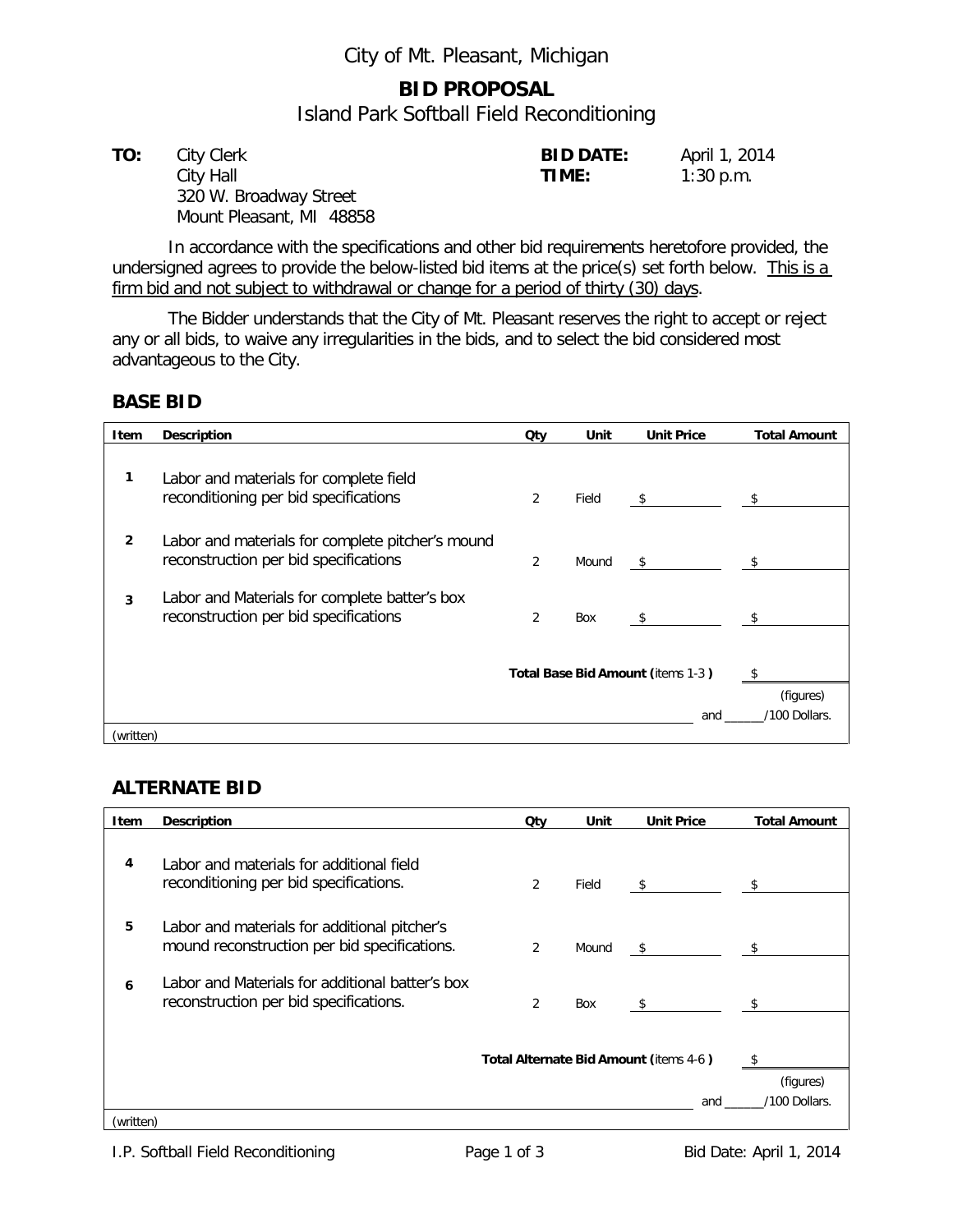City of Mt. Pleasant, Michigan

# BID PROPOSAL

## Island Park Softball Field Reconditioning

**TO:** City Clerk
City Hall
320 W. Broadway Street
Mount Pleasant, MI 48858

**BID DATE:** April 1, 2014
**TIME:** 1:30 p.m.

In accordance with the specifications and other bid requirements heretofore provided, the undersigned agrees to provide the below-listed bid items at the price(s) set forth below. This is a firm bid and not subject to withdrawal or change for a period of thirty (30) days.

The Bidder understands that the City of Mt. Pleasant reserves the right to accept or reject any or all bids, to waive any irregularities in the bids, and to select the bid considered most advantageous to the City.

### BASE BID

| Item | Description | Qty | Unit | Unit Price | Total Amount |
|---|---|---|---|---|---|
| 1 | Labor and materials for complete field reconditioning per bid specifications | 2 | Field | $ | $ |
| 2 | Labor and materials for complete pitcher's mound reconstruction per bid specifications | 2 | Mound | $ | $ |
| 3 | Labor and Materials for complete batter's box reconstruction per bid specifications | 2 | Box | $ | $ |
| | | | | **Total Base Bid Amount (**items 1-3 **)** | $ (figures) |

________________________________________ and ______/100 Dollars.
(written)

### ALTERNATE BID

| Item | Description | Qty | Unit | Unit Price | Total Amount |
|---|---|---|---|---|---|
| 4 | Labor and materials for additional field reconditioning per bid specifications. | 2 | Field | $ | $ |
| 5 | Labor and materials for additional pitcher's mound reconstruction per bid specifications. | 2 | Mound | $ | $ |
| 6 | Labor and Materials for additional batter's box reconstruction per bid specifications. | 2 | Box | $ | $ |
| | | | | **Total Alternate Bid Amount (**items 4-6 **)** | $ (figures) |

________________________________________ and ______/100 Dollars.
(written)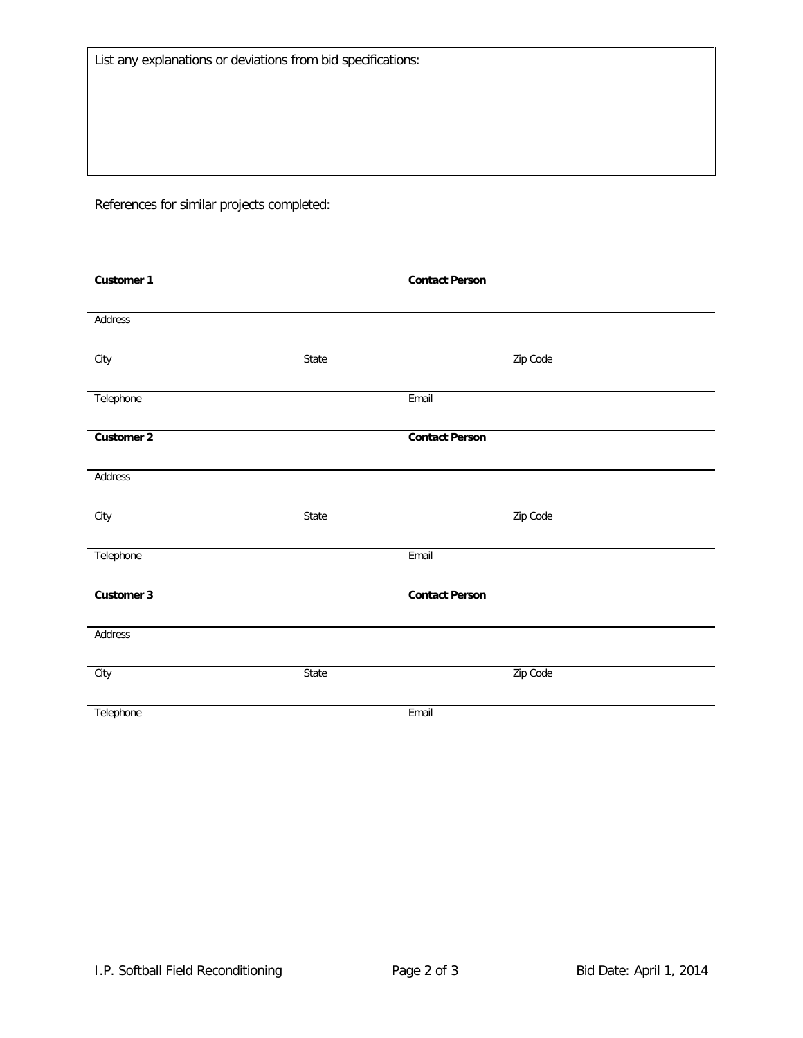List any explanations or deviations from bid specifications:

References for similar projects completed:

**Customer 1** | **Contact Person**

Address

City | State | Zip Code

Telephone | Email

**Customer 2** | **Contact Person**

Address

City | State | Zip Code

Telephone | Email

**Customer 3** | **Contact Person**

Address

City | State | Zip Code

Telephone | Email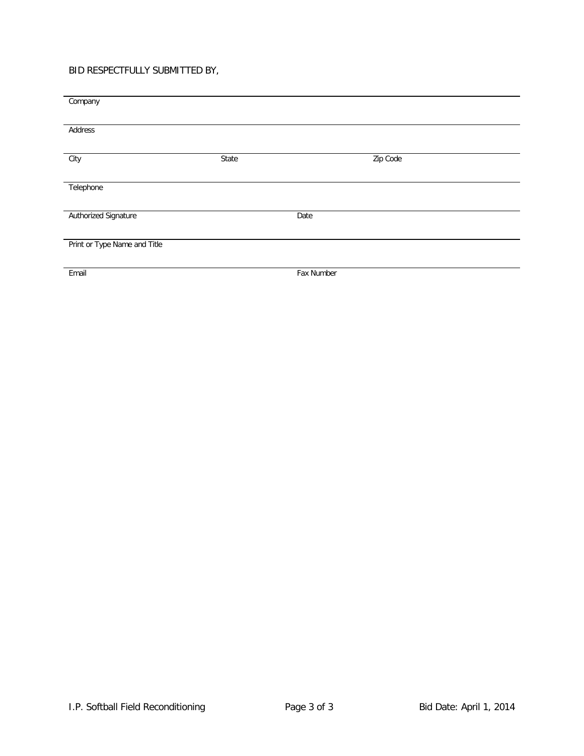BID RESPECTFULLY SUBMITTED BY,

| | | |
|---|---|---|
| Company | | |
| Address | | |
| City | State | Zip Code |
| Telephone | | |
| Authorized Signature | Date | |
| Print or Type Name and Title | | |
| Email | Fax Number | |